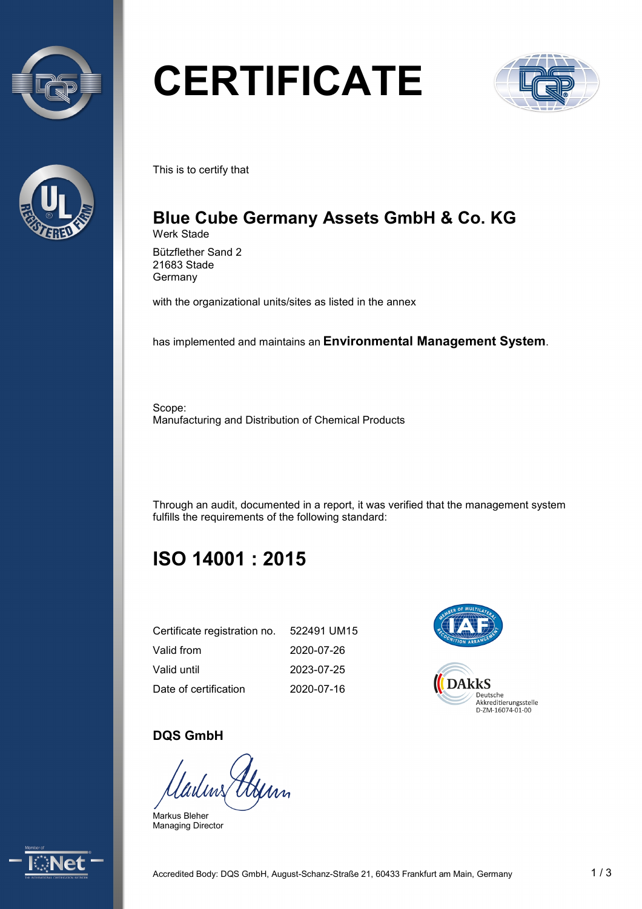# CERTIFICATE

This is to certify that

## Blue Cube Germany Assets GmbH & Co. KG

Werk Stade

Bützflether Sand 2
21683 Stade
Germany

with the organizational units/sites as listed in the annex

has implemented and maintains an **Environmental Management System**.

Scope:
Manufacturing and Distribution of Chemical Products

Through an audit, documented in a report, it was verified that the management system fulfills the requirements of the following standard:

## ISO 14001 : 2015

| | |
|---|---|
| Certificate registration no. | 522491 UM15 |
| Valid from | 2020-07-26 |
| Valid until | 2023-07-25 |
| Date of certification | 2020-07-16 |

DAkkS
Deutsche
Akkreditierungsstelle
D-ZM-16074-01-00

**DQS GmbH**

Markus Bleher
Managing Director

Accredited Body: DQS GmbH, August-Schanz-Straße 21, 60433 Frankfurt am Main, Germany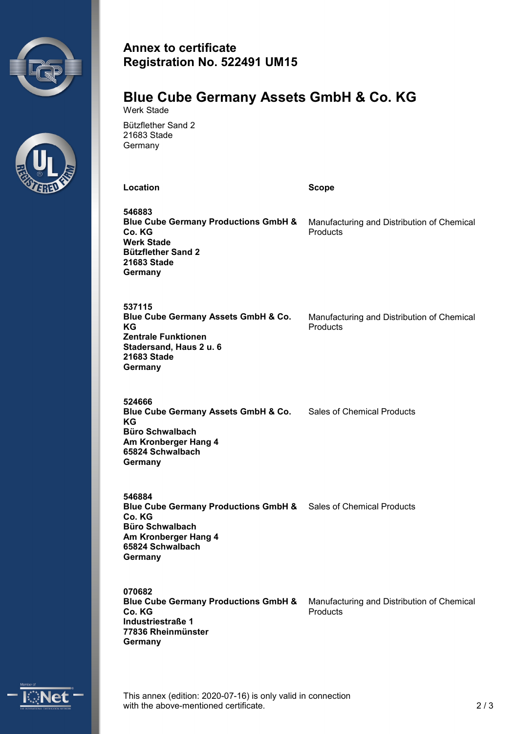# Annex to certificate
# Registration No. 522491 UM15

## Blue Cube Germany Assets GmbH & Co. KG

Werk Stade

Bützflether Sand 2
21683 Stade
Germany

| Location | Scope |
| --- | --- |
| **546883**<br>**Blue Cube Germany Productions GmbH & Co. KG**<br>**Werk Stade**<br>**Bützflether Sand 2**<br>**21683 Stade**<br>**Germany** | Manufacturing and Distribution of Chemical Products |
| **537115**<br>**Blue Cube Germany Assets GmbH & Co. KG**<br>**Zentrale Funktionen**<br>**Stadersand, Haus 2 u. 6**<br>**21683 Stade**<br>**Germany** | Manufacturing and Distribution of Chemical Products |
| **524666**<br>**Blue Cube Germany Assets GmbH & Co. KG**<br>**Büro Schwalbach**<br>**Am Kronberger Hang 4**<br>**65824 Schwalbach**<br>**Germany** | Sales of Chemical Products |
| **546884**<br>**Blue Cube Germany Productions GmbH & Co. KG**<br>**Büro Schwalbach**<br>**Am Kronberger Hang 4**<br>**65824 Schwalbach**<br>**Germany** | Sales of Chemical Products |
| **070682**<br>**Blue Cube Germany Productions GmbH & Co. KG**<br>**Industriestraße 1**<br>**77836 Rheinmünster**<br>**Germany** | Manufacturing and Distribution of Chemical Products |

This annex (edition: 2020-07-16) is only valid in connection with the above-mentioned certificate.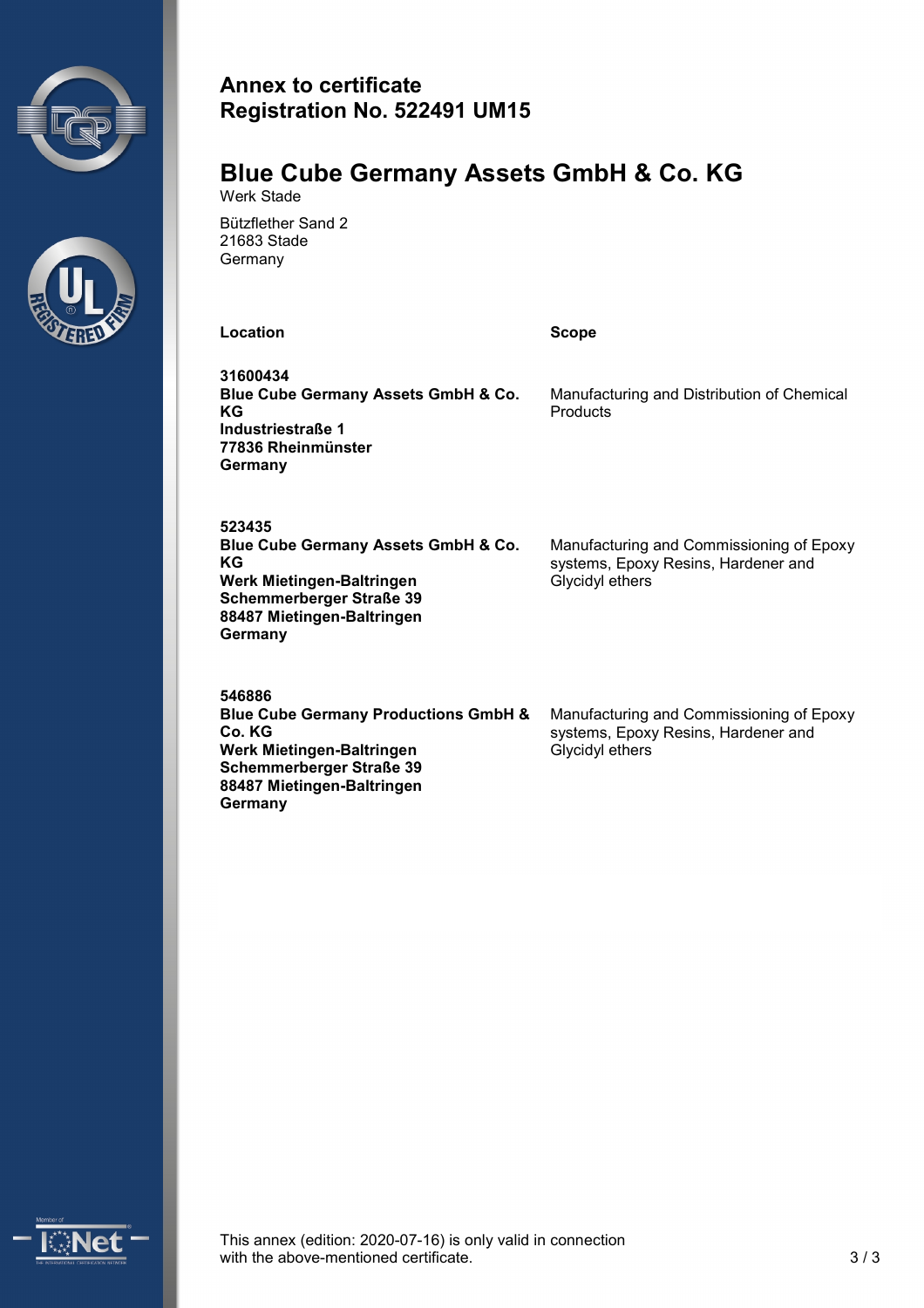# Annex to certificate
# Registration No. 522491 UM15

## Blue Cube Germany Assets GmbH & Co. KG

Werk Stade

Bützflether Sand 2
21683 Stade
Germany

| Location | Scope |
|---|---|
| **31600434**<br>**Blue Cube Germany Assets GmbH & Co. KG**<br>**Industriestraße 1**<br>**77836 Rheinmünster**<br>**Germany** | Manufacturing and Distribution of Chemical Products |
| **523435**<br>**Blue Cube Germany Assets GmbH & Co. KG**<br>**Werk Mietingen-Baltringen**<br>**Schemmerberger Straße 39**<br>**88487 Mietingen-Baltringen**<br>**Germany** | Manufacturing and Commissioning of Epoxy systems, Epoxy Resins, Hardener and Glycidyl ethers |
| **546886**<br>**Blue Cube Germany Productions GmbH & Co. KG**<br>**Werk Mietingen-Baltringen**<br>**Schemmerberger Straße 39**<br>**88487 Mietingen-Baltringen**<br>**Germany** | Manufacturing and Commissioning of Epoxy systems, Epoxy Resins, Hardener and Glycidyl ethers |

This annex (edition: 2020-07-16) is only valid in connection with the above-mentioned certificate.